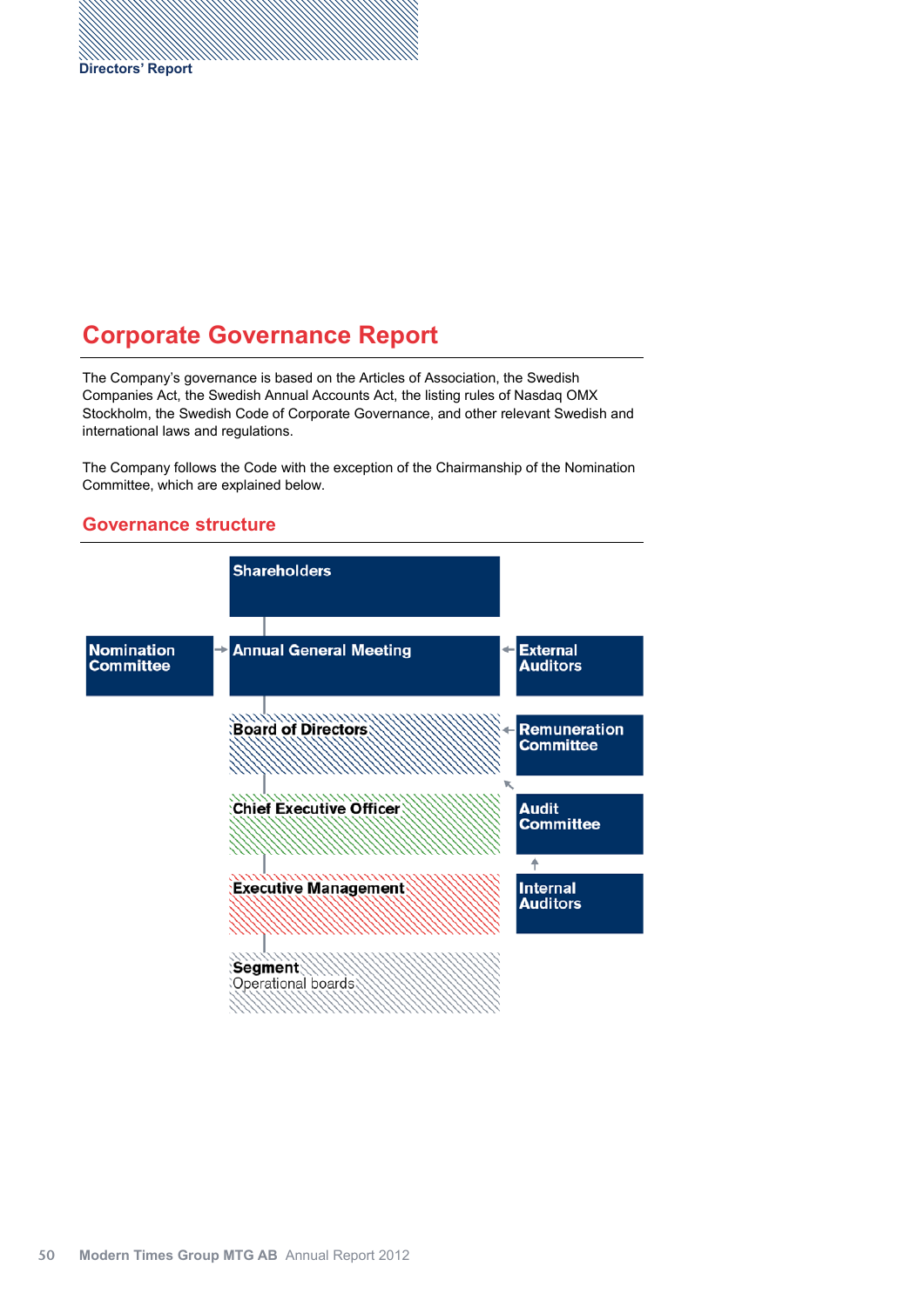# Corporate Governance Report

The Company's governance is based on the Articles of Association, the Swedish Companies Act, the Swedish Annual Accounts Act, the listing rules of Nasdaq OMX Stockholm, the Swedish Code of Corporate Governance, and other relevant Swedish and international laws and regulations.

The Company follows the Code with the exception of the Chairmanship of the Nomination Committee, which are explained below.

## Governance structure

- Shareholders
- Nomination Committee → Annual General Meeting ← External Auditors
- Board of Directors ← Remuneration Committee
- Chief Executive Officer
- Audit Committee (reports to Board of Directors)
- Internal Auditors (reports to Audit Committee)
- Executive Management
- **Segment**
  Operational boards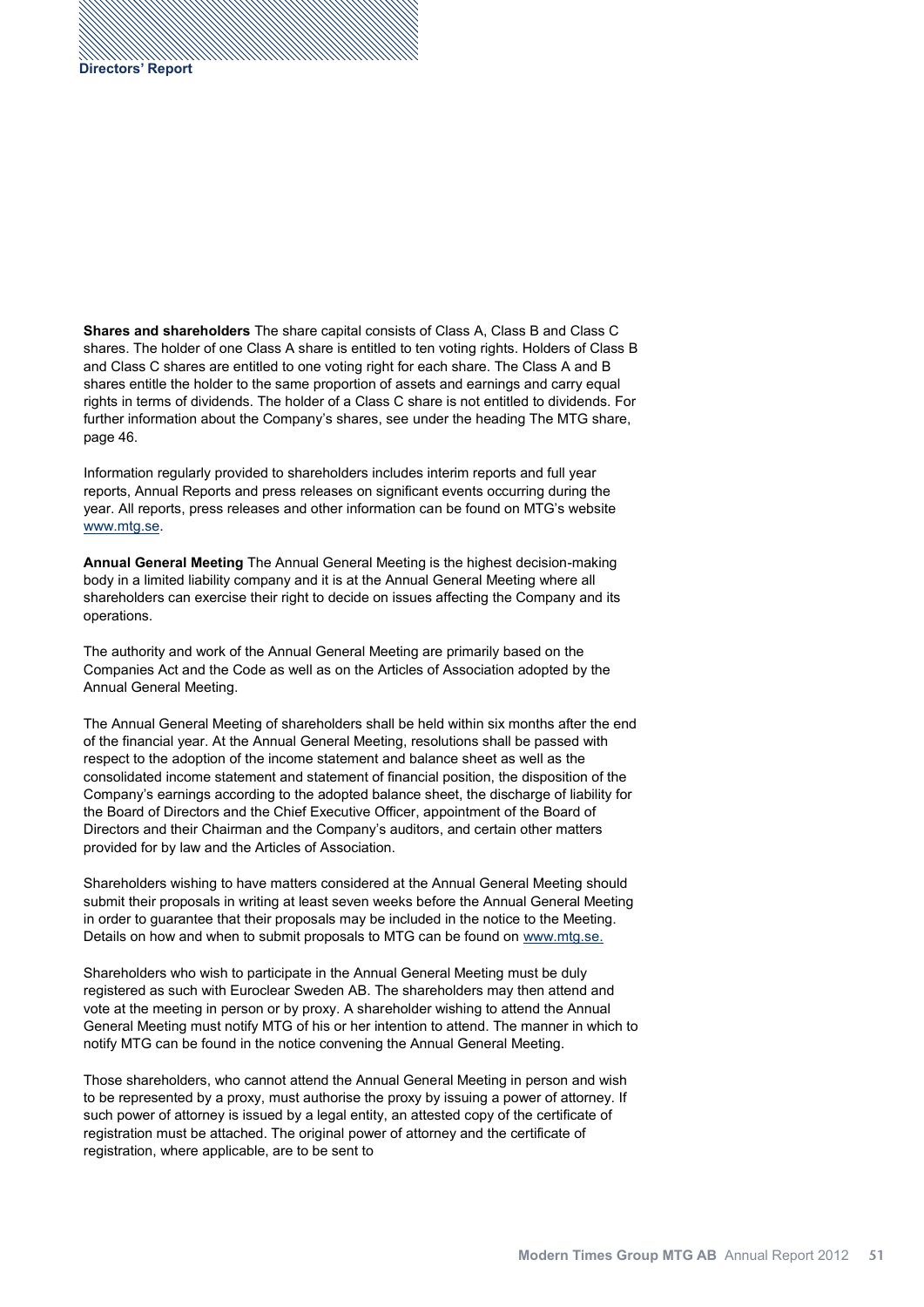**Shares and shareholders** The share capital consists of Class A, Class B and Class C shares. The holder of one Class A share is entitled to ten voting rights. Holders of Class B and Class C shares are entitled to one voting right for each share. The Class A and B shares entitle the holder to the same proportion of assets and earnings and carry equal rights in terms of dividends. The holder of a Class C share is not entitled to dividends. For further information about the Company's shares, see under the heading The MTG share, page 46.

Information regularly provided to shareholders includes interim reports and full year reports, Annual Reports and press releases on significant events occurring during the year. All reports, press releases and other information can be found on MTG's website www.mtg.se.

**Annual General Meeting** The Annual General Meeting is the highest decision-making body in a limited liability company and it is at the Annual General Meeting where all shareholders can exercise their right to decide on issues affecting the Company and its operations.

The authority and work of the Annual General Meeting are primarily based on the Companies Act and the Code as well as on the Articles of Association adopted by the Annual General Meeting.

The Annual General Meeting of shareholders shall be held within six months after the end of the financial year. At the Annual General Meeting, resolutions shall be passed with respect to the adoption of the income statement and balance sheet as well as the consolidated income statement and statement of financial position, the disposition of the Company's earnings according to the adopted balance sheet, the discharge of liability for the Board of Directors and the Chief Executive Officer, appointment of the Board of Directors and their Chairman and the Company's auditors, and certain other matters provided for by law and the Articles of Association.

Shareholders wishing to have matters considered at the Annual General Meeting should submit their proposals in writing at least seven weeks before the Annual General Meeting in order to guarantee that their proposals may be included in the notice to the Meeting. Details on how and when to submit proposals to MTG can be found on www.mtg.se.

Shareholders who wish to participate in the Annual General Meeting must be duly registered as such with Euroclear Sweden AB. The shareholders may then attend and vote at the meeting in person or by proxy. A shareholder wishing to attend the Annual General Meeting must notify MTG of his or her intention to attend. The manner in which to notify MTG can be found in the notice convening the Annual General Meeting.

Those shareholders, who cannot attend the Annual General Meeting in person and wish to be represented by a proxy, must authorise the proxy by issuing a power of attorney. If such power of attorney is issued by a legal entity, an attested copy of the certificate of registration must be attached. The original power of attorney and the certificate of registration, where applicable, are to be sent to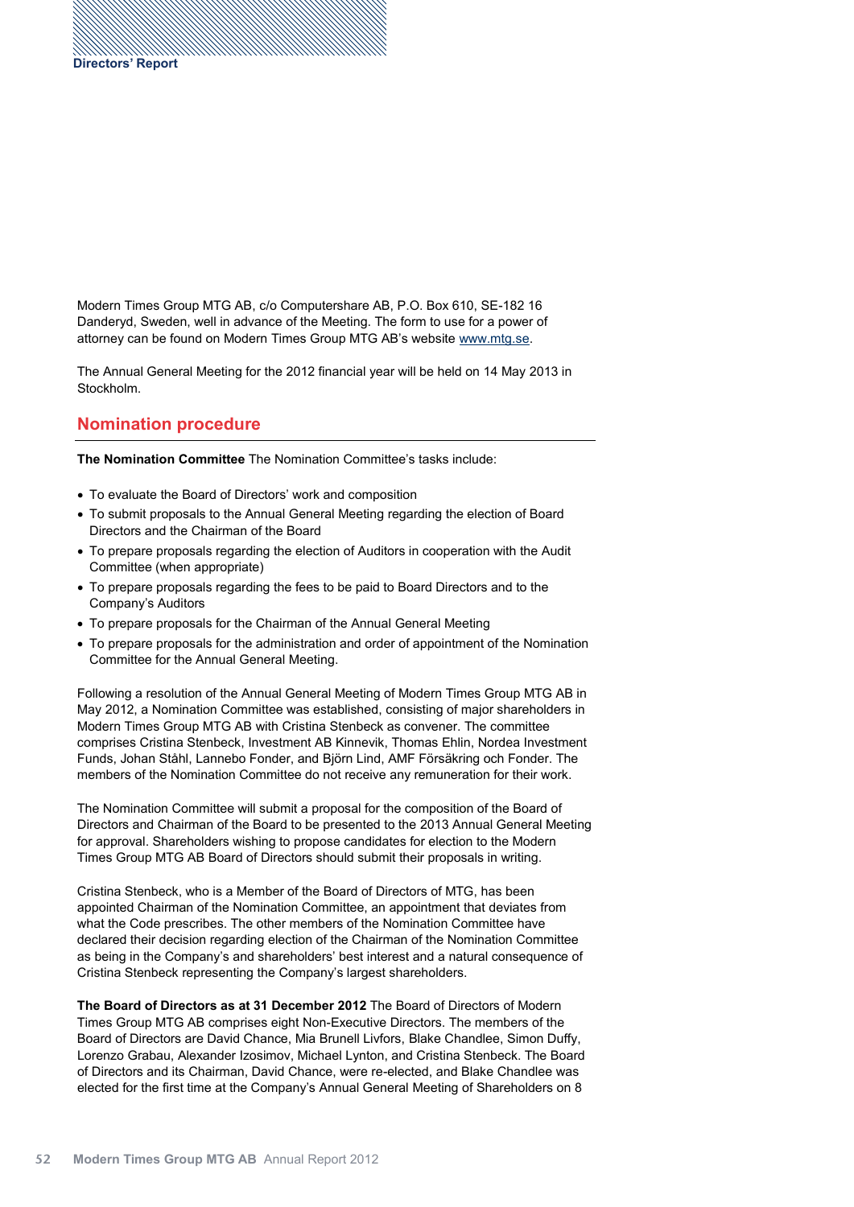Modern Times Group MTG AB, c/o Computershare AB, P.O. Box 610, SE-182 16 Danderyd, Sweden, well in advance of the Meeting. The form to use for a power of attorney can be found on Modern Times Group MTG AB's website www.mtg.se.

The Annual General Meeting for the 2012 financial year will be held on 14 May 2013 in Stockholm.

## Nomination procedure

**The Nomination Committee** The Nomination Committee's tasks include:

- To evaluate the Board of Directors' work and composition
- To submit proposals to the Annual General Meeting regarding the election of Board Directors and the Chairman of the Board
- To prepare proposals regarding the election of Auditors in cooperation with the Audit Committee (when appropriate)
- To prepare proposals regarding the fees to be paid to Board Directors and to the Company's Auditors
- To prepare proposals for the Chairman of the Annual General Meeting
- To prepare proposals for the administration and order of appointment of the Nomination Committee for the Annual General Meeting.

Following a resolution of the Annual General Meeting of Modern Times Group MTG AB in May 2012, a Nomination Committee was established, consisting of major shareholders in Modern Times Group MTG AB with Cristina Stenbeck as convener. The committee comprises Cristina Stenbeck, Investment AB Kinnevik, Thomas Ehlin, Nordea Investment Funds, Johan Ståhl, Lannebo Fonder, and Björn Lind, AMF Försäkring och Fonder. The members of the Nomination Committee do not receive any remuneration for their work.

The Nomination Committee will submit a proposal for the composition of the Board of Directors and Chairman of the Board to be presented to the 2013 Annual General Meeting for approval. Shareholders wishing to propose candidates for election to the Modern Times Group MTG AB Board of Directors should submit their proposals in writing.

Cristina Stenbeck, who is a Member of the Board of Directors of MTG, has been appointed Chairman of the Nomination Committee, an appointment that deviates from what the Code prescribes. The other members of the Nomination Committee have declared their decision regarding election of the Chairman of the Nomination Committee as being in the Company's and shareholders' best interest and a natural consequence of Cristina Stenbeck representing the Company's largest shareholders.

**The Board of Directors as at 31 December 2012** The Board of Directors of Modern Times Group MTG AB comprises eight Non-Executive Directors. The members of the Board of Directors are David Chance, Mia Brunell Livfors, Blake Chandlee, Simon Duffy, Lorenzo Grabau, Alexander Izosimov, Michael Lynton, and Cristina Stenbeck. The Board of Directors and its Chairman, David Chance, were re-elected, and Blake Chandlee was elected for the first time at the Company's Annual General Meeting of Shareholders on 8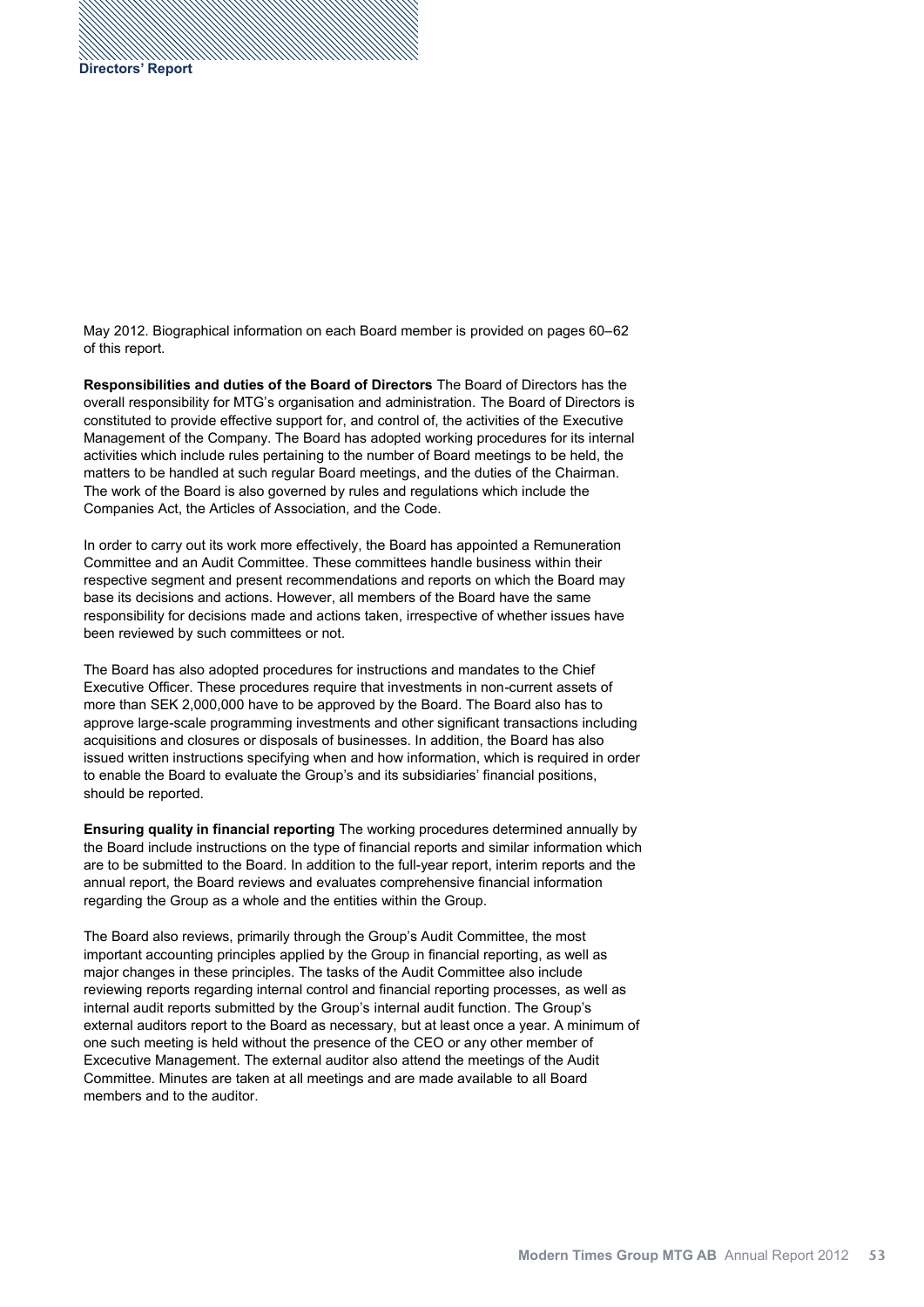May 2012. Biographical information on each Board member is provided on pages 60–62 of this report.

**Responsibilities and duties of the Board of Directors** The Board of Directors has the overall responsibility for MTG's organisation and administration. The Board of Directors is constituted to provide effective support for, and control of, the activities of the Executive Management of the Company. The Board has adopted working procedures for its internal activities which include rules pertaining to the number of Board meetings to be held, the matters to be handled at such regular Board meetings, and the duties of the Chairman. The work of the Board is also governed by rules and regulations which include the Companies Act, the Articles of Association, and the Code.

In order to carry out its work more effectively, the Board has appointed a Remuneration Committee and an Audit Committee. These committees handle business within their respective segment and present recommendations and reports on which the Board may base its decisions and actions. However, all members of the Board have the same responsibility for decisions made and actions taken, irrespective of whether issues have been reviewed by such committees or not.

The Board has also adopted procedures for instructions and mandates to the Chief Executive Officer. These procedures require that investments in non-current assets of more than SEK 2,000,000 have to be approved by the Board. The Board also has to approve large-scale programming investments and other significant transactions including acquisitions and closures or disposals of businesses. In addition, the Board has also issued written instructions specifying when and how information, which is required in order to enable the Board to evaluate the Group's and its subsidiaries' financial positions, should be reported.

**Ensuring quality in financial reporting** The working procedures determined annually by the Board include instructions on the type of financial reports and similar information which are to be submitted to the Board. In addition to the full-year report, interim reports and the annual report, the Board reviews and evaluates comprehensive financial information regarding the Group as a whole and the entities within the Group.

The Board also reviews, primarily through the Group's Audit Committee, the most important accounting principles applied by the Group in financial reporting, as well as major changes in these principles. The tasks of the Audit Committee also include reviewing reports regarding internal control and financial reporting processes, as well as internal audit reports submitted by the Group's internal audit function. The Group's external auditors report to the Board as necessary, but at least once a year. A minimum of one such meeting is held without the presence of the CEO or any other member of Excecutive Management. The external auditor also attend the meetings of the Audit Committee. Minutes are taken at all meetings and are made available to all Board members and to the auditor.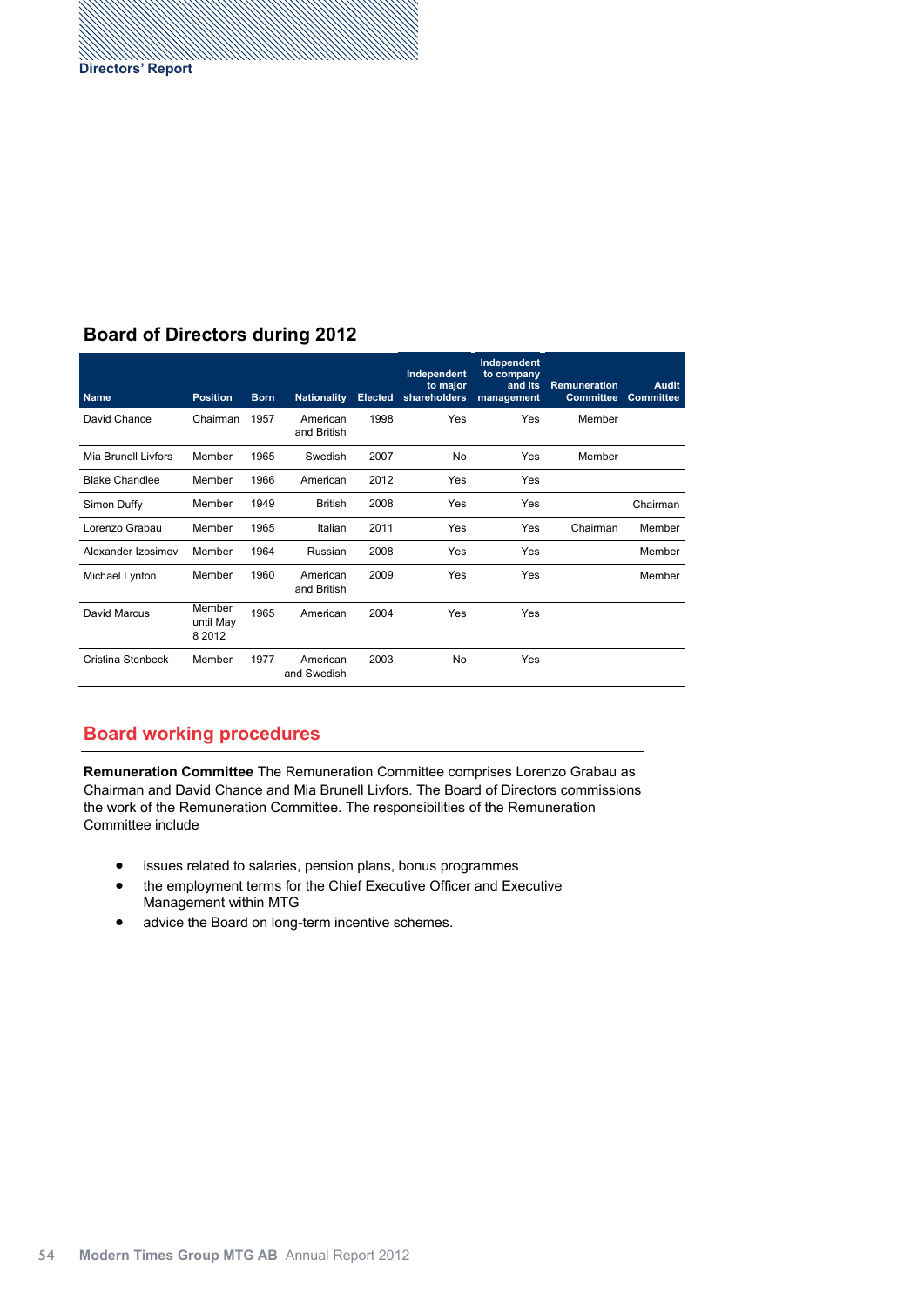## Board of Directors during 2012

| Name | Position | Born | Nationality | Elected | Independent to major shareholders | Independent to company and its management | Remuneration Committee | Audit Committee |
|---|---|---|---|---|---|---|---|---|
| David Chance | Chairman | 1957 | American and British | 1998 | Yes | Yes | Member | |
| Mia Brunell Livfors | Member | 1965 | Swedish | 2007 | No | Yes | Member | |
| Blake Chandlee | Member | 1966 | American | 2012 | Yes | Yes | | |
| Simon Duffy | Member | 1949 | British | 2008 | Yes | Yes | | Chairman |
| Lorenzo Grabau | Member | 1965 | Italian | 2011 | Yes | Yes | Chairman | Member |
| Alexander Izosimov | Member | 1964 | Russian | 2008 | Yes | Yes | | Member |
| Michael Lynton | Member | 1960 | American and British | 2009 | Yes | Yes | | Member |
| David Marcus | Member until May 8 2012 | 1965 | American | 2004 | Yes | Yes | | |
| Cristina Stenbeck | Member | 1977 | American and Swedish | 2003 | No | Yes | | |

## Board working procedures

**Remuneration Committee** The Remuneration Committee comprises Lorenzo Grabau as Chairman and David Chance and Mia Brunell Livfors. The Board of Directors commissions the work of the Remuneration Committee. The responsibilities of the Remuneration Committee include

- issues related to salaries, pension plans, bonus programmes
- the employment terms for the Chief Executive Officer and Executive Management within MTG
- advice the Board on long-term incentive schemes.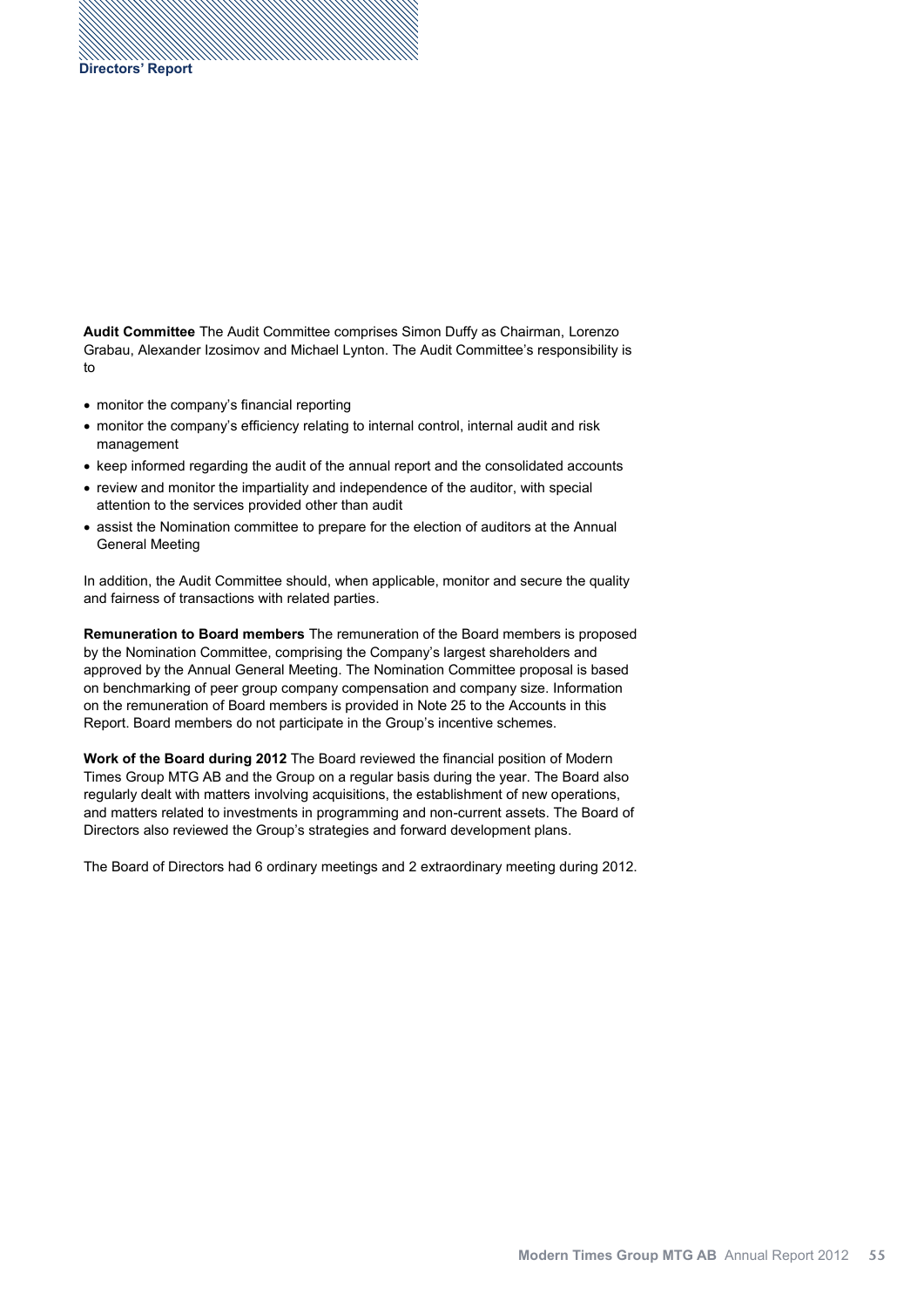**Audit Committee** The Audit Committee comprises Simon Duffy as Chairman, Lorenzo Grabau, Alexander Izosimov and Michael Lynton. The Audit Committee's responsibility is to

- monitor the company's financial reporting
- monitor the company's efficiency relating to internal control, internal audit and risk management
- keep informed regarding the audit of the annual report and the consolidated accounts
- review and monitor the impartiality and independence of the auditor, with special attention to the services provided other than audit
- assist the Nomination committee to prepare for the election of auditors at the Annual General Meeting

In addition, the Audit Committee should, when applicable, monitor and secure the quality and fairness of transactions with related parties.

**Remuneration to Board members** The remuneration of the Board members is proposed by the Nomination Committee, comprising the Company's largest shareholders and approved by the Annual General Meeting. The Nomination Committee proposal is based on benchmarking of peer group company compensation and company size. Information on the remuneration of Board members is provided in Note 25 to the Accounts in this Report. Board members do not participate in the Group's incentive schemes.

**Work of the Board during 2012** The Board reviewed the financial position of Modern Times Group MTG AB and the Group on a regular basis during the year. The Board also regularly dealt with matters involving acquisitions, the establishment of new operations, and matters related to investments in programming and non-current assets. The Board of Directors also reviewed the Group's strategies and forward development plans.

The Board of Directors had 6 ordinary meetings and 2 extraordinary meeting during 2012.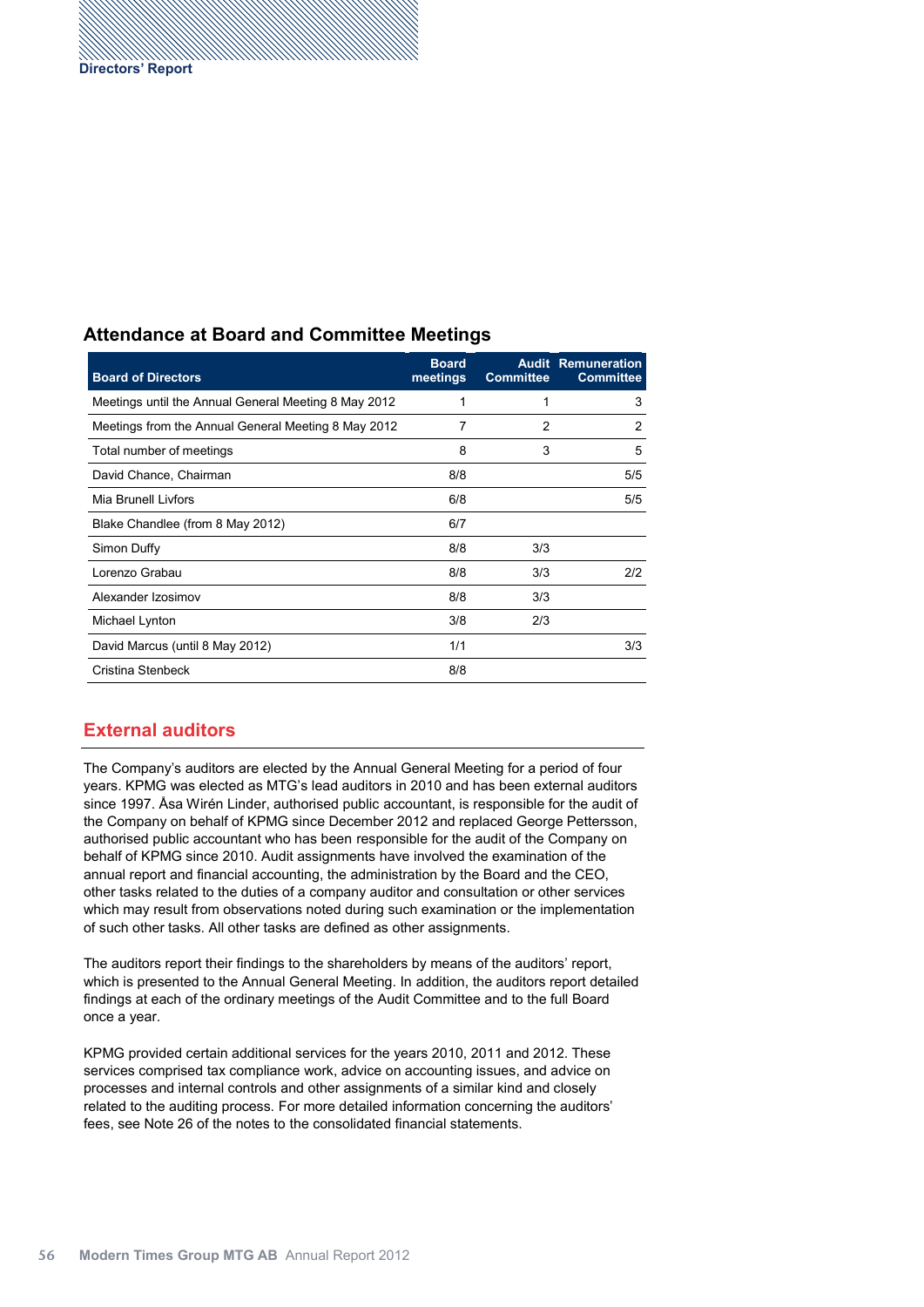## Attendance at Board and Committee Meetings

| Board of Directors | Board meetings | Audit Committee | Remuneration Committee |
|---|---|---|---|
| Meetings until the Annual General Meeting 8 May 2012 | 1 | 1 | 3 |
| Meetings from the Annual General Meeting 8 May 2012 | 7 | 2 | 2 |
| Total number of meetings | 8 | 3 | 5 |
| David Chance, Chairman | 8/8 | | 5/5 |
| Mia Brunell Livfors | 6/8 | | 5/5 |
| Blake Chandlee (from 8 May 2012) | 6/7 | | |
| Simon Duffy | 8/8 | 3/3 | |
| Lorenzo Grabau | 8/8 | 3/3 | 2/2 |
| Alexander Izosimov | 8/8 | 3/3 | |
| Michael Lynton | 3/8 | 2/3 | |
| David Marcus (until 8 May 2012) | 1/1 | | 3/3 |
| Cristina Stenbeck | 8/8 | | |

## External auditors

The Company's auditors are elected by the Annual General Meeting for a period of four years. KPMG was elected as MTG's lead auditors in 2010 and has been external auditors since 1997. Åsa Wirén Linder, authorised public accountant, is responsible for the audit of the Company on behalf of KPMG since December 2012 and replaced George Pettersson, authorised public accountant who has been responsible for the audit of the Company on behalf of KPMG since 2010. Audit assignments have involved the examination of the annual report and financial accounting, the administration by the Board and the CEO, other tasks related to the duties of a company auditor and consultation or other services which may result from observations noted during such examination or the implementation of such other tasks. All other tasks are defined as other assignments.

The auditors report their findings to the shareholders by means of the auditors' report, which is presented to the Annual General Meeting. In addition, the auditors report detailed findings at each of the ordinary meetings of the Audit Committee and to the full Board once a year.

KPMG provided certain additional services for the years 2010, 2011 and 2012. These services comprised tax compliance work, advice on accounting issues, and advice on processes and internal controls and other assignments of a similar kind and closely related to the auditing process. For more detailed information concerning the auditors' fees, see Note 26 of the notes to the consolidated financial statements.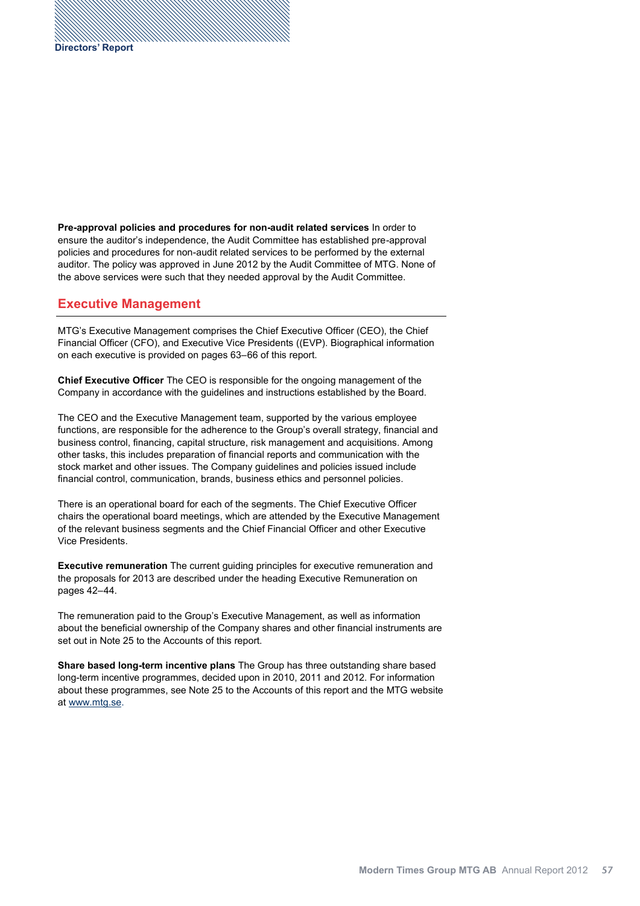**Pre-approval policies and procedures for non-audit related services** In order to ensure the auditor's independence, the Audit Committee has established pre-approval policies and procedures for non-audit related services to be performed by the external auditor. The policy was approved in June 2012 by the Audit Committee of MTG. None of the above services were such that they needed approval by the Audit Committee.

## Executive Management

MTG's Executive Management comprises the Chief Executive Officer (CEO), the Chief Financial Officer (CFO), and Executive Vice Presidents ((EVP). Biographical information on each executive is provided on pages 63–66 of this report.

**Chief Executive Officer** The CEO is responsible for the ongoing management of the Company in accordance with the guidelines and instructions established by the Board.

The CEO and the Executive Management team, supported by the various employee functions, are responsible for the adherence to the Group's overall strategy, financial and business control, financing, capital structure, risk management and acquisitions. Among other tasks, this includes preparation of financial reports and communication with the stock market and other issues. The Company guidelines and policies issued include financial control, communication, brands, business ethics and personnel policies.

There is an operational board for each of the segments. The Chief Executive Officer chairs the operational board meetings, which are attended by the Executive Management of the relevant business segments and the Chief Financial Officer and other Executive Vice Presidents.

**Executive remuneration** The current guiding principles for executive remuneration and the proposals for 2013 are described under the heading Executive Remuneration on pages 42–44.

The remuneration paid to the Group's Executive Management, as well as information about the beneficial ownership of the Company shares and other financial instruments are set out in Note 25 to the Accounts of this report.

**Share based long-term incentive plans** The Group has three outstanding share based long-term incentive programmes, decided upon in 2010, 2011 and 2012. For information about these programmes, see Note 25 to the Accounts of this report and the MTG website at www.mtg.se.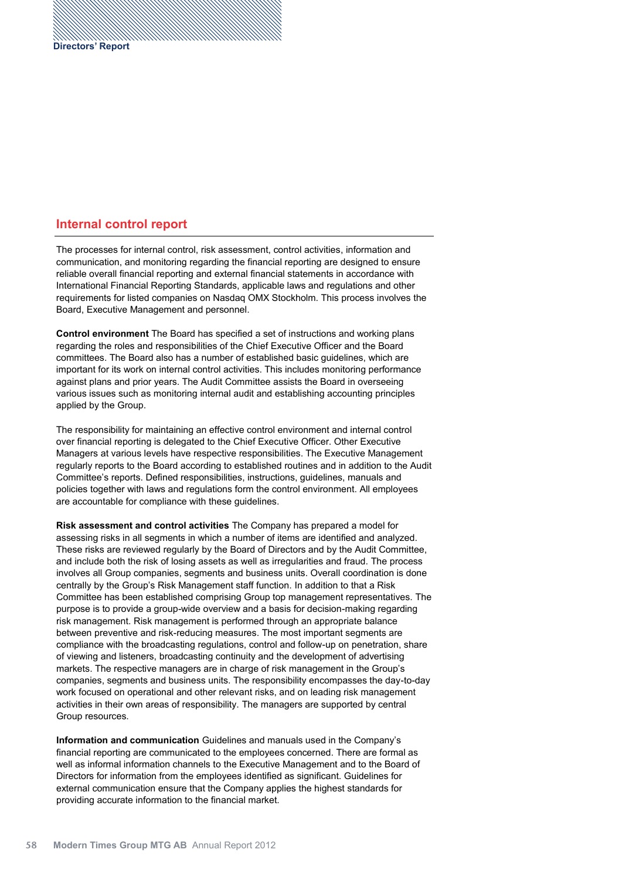## Internal control report

The processes for internal control, risk assessment, control activities, information and communication, and monitoring regarding the financial reporting are designed to ensure reliable overall financial reporting and external financial statements in accordance with International Financial Reporting Standards, applicable laws and regulations and other requirements for listed companies on Nasdaq OMX Stockholm. This process involves the Board, Executive Management and personnel.

**Control environment** The Board has specified a set of instructions and working plans regarding the roles and responsibilities of the Chief Executive Officer and the Board committees. The Board also has a number of established basic guidelines, which are important for its work on internal control activities. This includes monitoring performance against plans and prior years. The Audit Committee assists the Board in overseeing various issues such as monitoring internal audit and establishing accounting principles applied by the Group.

The responsibility for maintaining an effective control environment and internal control over financial reporting is delegated to the Chief Executive Officer. Other Executive Managers at various levels have respective responsibilities. The Executive Management regularly reports to the Board according to established routines and in addition to the Audit Committee's reports. Defined responsibilities, instructions, guidelines, manuals and policies together with laws and regulations form the control environment. All employees are accountable for compliance with these guidelines.

**Risk assessment and control activities** The Company has prepared a model for assessing risks in all segments in which a number of items are identified and analyzed. These risks are reviewed regularly by the Board of Directors and by the Audit Committee, and include both the risk of losing assets as well as irregularities and fraud. The process involves all Group companies, segments and business units. Overall coordination is done centrally by the Group's Risk Management staff function. In addition to that a Risk Committee has been established comprising Group top management representatives. The purpose is to provide a group-wide overview and a basis for decision-making regarding risk management. Risk management is performed through an appropriate balance between preventive and risk-reducing measures. The most important segments are compliance with the broadcasting regulations, control and follow-up on penetration, share of viewing and listeners, broadcasting continuity and the development of advertising markets. The respective managers are in charge of risk management in the Group's companies, segments and business units. The responsibility encompasses the day-to-day work focused on operational and other relevant risks, and on leading risk management activities in their own areas of responsibility. The managers are supported by central Group resources.

**Information and communication** Guidelines and manuals used in the Company's financial reporting are communicated to the employees concerned. There are formal as well as informal information channels to the Executive Management and to the Board of Directors for information from the employees identified as significant. Guidelines for external communication ensure that the Company applies the highest standards for providing accurate information to the financial market.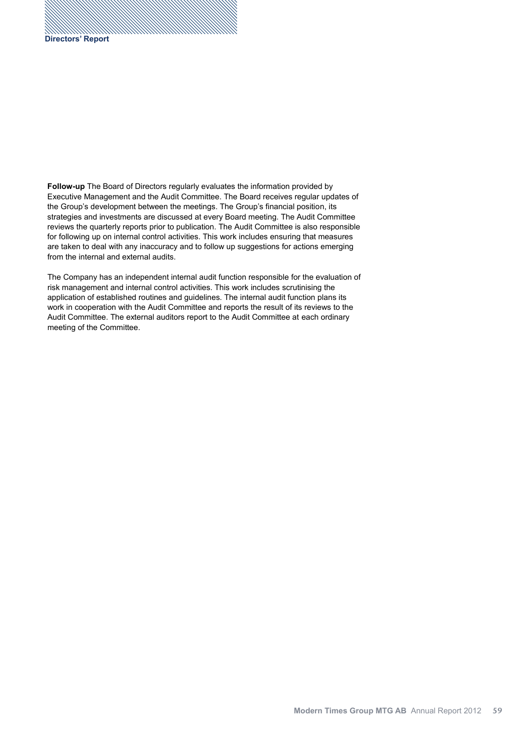**Follow-up** The Board of Directors regularly evaluates the information provided by Executive Management and the Audit Committee. The Board receives regular updates of the Group's development between the meetings. The Group's financial position, its strategies and investments are discussed at every Board meeting. The Audit Committee reviews the quarterly reports prior to publication. The Audit Committee is also responsible for following up on internal control activities. This work includes ensuring that measures are taken to deal with any inaccuracy and to follow up suggestions for actions emerging from the internal and external audits.

The Company has an independent internal audit function responsible for the evaluation of risk management and internal control activities. This work includes scrutinising the application of established routines and guidelines. The internal audit function plans its work in cooperation with the Audit Committee and reports the result of its reviews to the Audit Committee. The external auditors report to the Audit Committee at each ordinary meeting of the Committee.